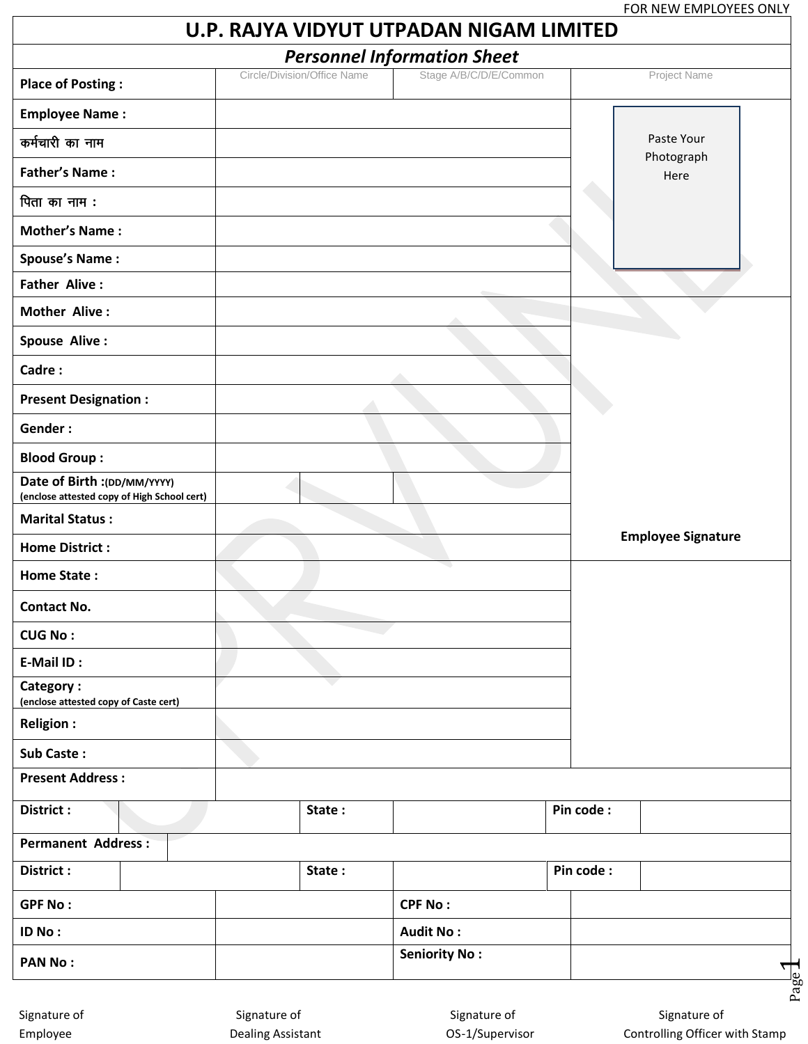FOR NEW EMPLOYEES ONLY

# U.P. RAJYA VIDYUT UTPADAN NIGAM LIMITED

## *Personnel Information Sheet*

| | | | |
|---|---|---|---|
| **Place of Posting :** | Circle/Division/Office Name | Stage A/B/C/D/E/Common | Project Name |
| **Employee Name :** | | | Paste Your Photograph Here |
| **कर्मचारी का नाम** | | | |
| **Father's Name :** | | | |
| **पिता का नाम :** | | | |
| **Mother's Name :** | | | |
| **Spouse's Name :** | | | |
| **Father Alive :** | | | |
| **Mother Alive :** | | | |
| **Spouse Alive :** | | | |
| **Cadre :** | | | |
| **Present Designation :** | | | |
| **Gender :** | | | |
| **Blood Group :** | | | |
| **Date of Birth :(DD/MM/YYYY)** (enclose attested copy of High School cert) | | | |
| **Marital Status :** | | | **Employee Signature** |
| **Home District :** | | | |
| **Home State :** | | | |
| **Contact No.** | | | |
| **CUG No :** | | | |
| **E-Mail ID :** | | | |
| **Category :** (enclose attested copy of Caste cert) | | | |
| **Religion :** | | | |
| **Sub Caste :** | | | |

| | | | | | |
|---|---|---|---|---|---|
| **Present Address :** | | | | | |
| **District :** | | **State :** | | **Pin code :** | |
| **Permanent Address :** | | | | | |
| **District :** | | **State :** | | **Pin code :** | |

| | | | |
|---|---|---|---|
| **GPF No :** | | **CPF No :** | |
| **ID No :** | | **Audit No :** | |
| **PAN No :** | | **Seniority No :** | |

| | | | |
|---|---|---|---|
| Signature of Employee | Signature of Dealing Assistant | Signature of OS-1/Supervisor | Signature of Controlling Officer with Stamp |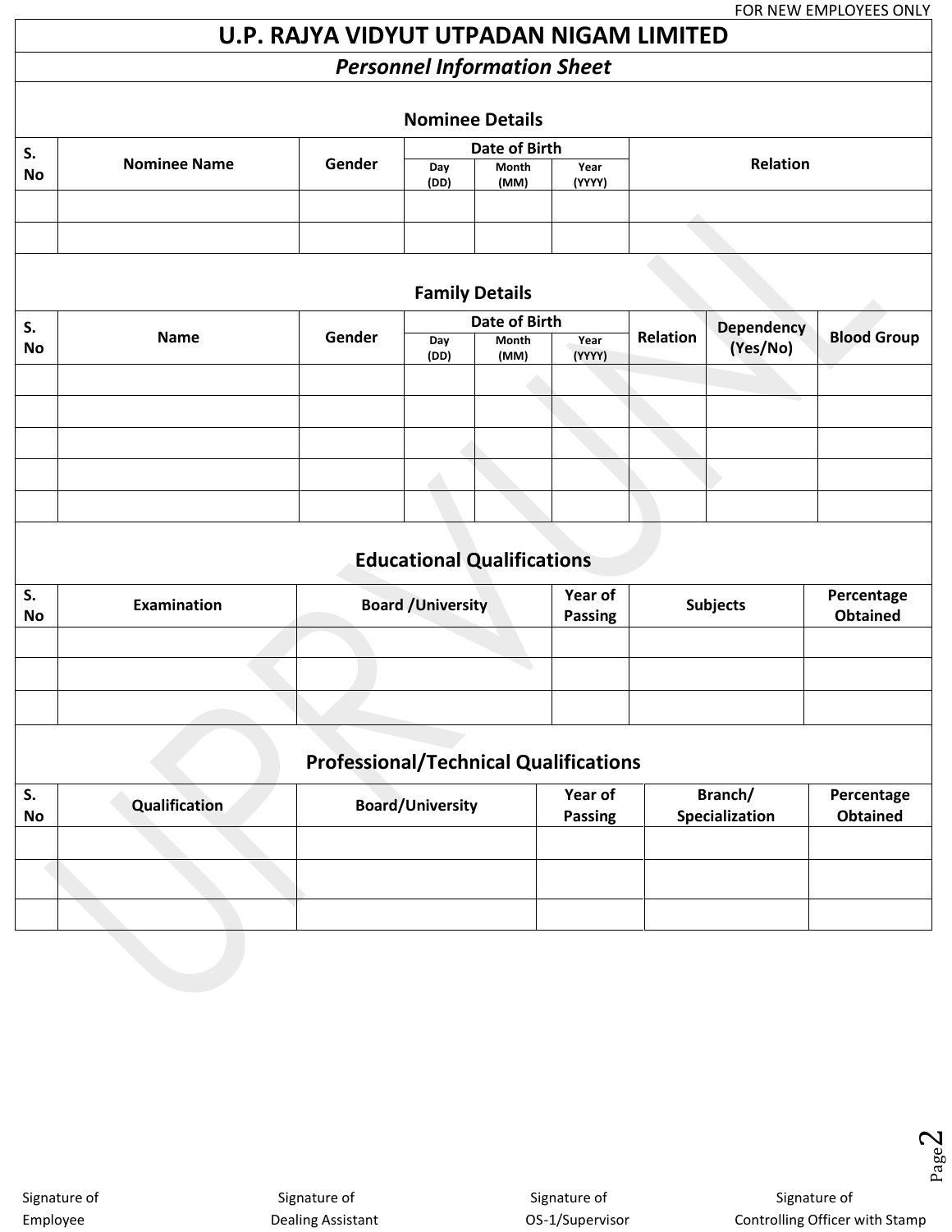FOR NEW EMPLOYEES ONLY

# U.P. RAJYA VIDYUT UTPADAN NIGAM LIMITED

## *Personnel Information Sheet*

### Nominee Details

| S. No | Nominee Name | Gender | Date of Birth | | | Relation |
|---|---|---|---|---|---|---|
| | | | Day (DD) | Month (MM) | Year (YYYY) | |
| | | | | | | |
| | | | | | | |

### Family Details

| S. No | Name | Gender | Date of Birth | | | Relation | Dependency (Yes/No) | Blood Group |
|---|---|---|---|---|---|---|---|---|
| | | | Day (DD) | Month (MM) | Year (YYYY) | | | |
| | | | | | | | | |
| | | | | | | | | |
| | | | | | | | | |
| | | | | | | | | |
| | | | | | | | | |

### Educational Qualifications

| S. No | Examination | Board /University | Year of Passing | Subjects | Percentage Obtained |
|---|---|---|---|---|---|
| | | | | | |
| | | | | | |
| | | | | | |

### Professional/Technical Qualifications

| S. No | Qualification | Board/University | Year of Passing | Branch/ Specialization | Percentage Obtained |
|---|---|---|---|---|---|
| | | | | | |
| | | | | | |
| | | | | | |

Signature of Employee

Signature of Dealing Assistant

Signature of OS-1/Supervisor

Signature of Controlling Officer with Stamp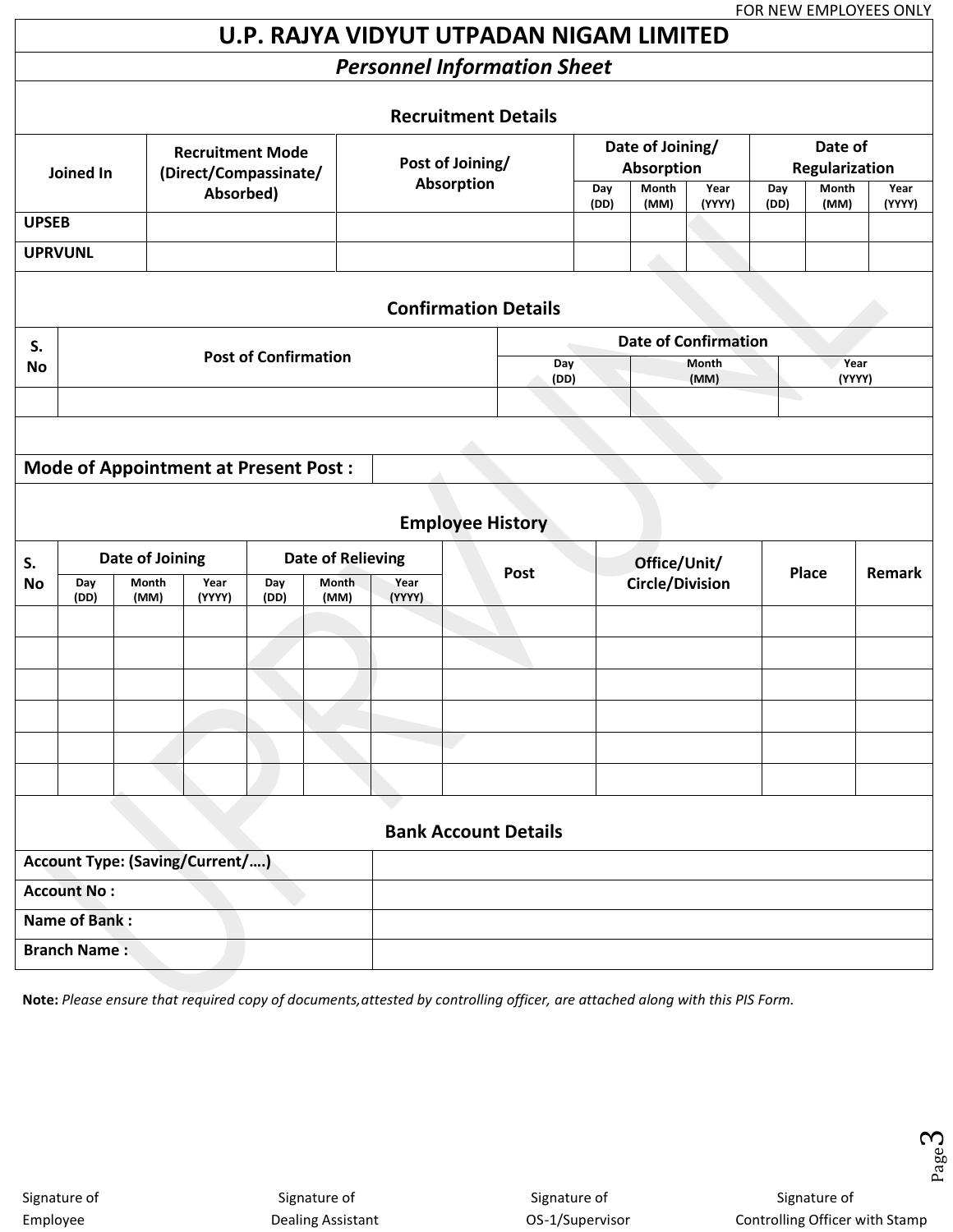FOR NEW EMPLOYEES ONLY

# U.P. RAJYA VIDYUT UTPADAN NIGAM LIMITED

## *Personnel Information Sheet*

### Recruitment Details

| Joined In | Recruitment Mode (Direct/Compassinate/ Absorbed) | Post of Joining/ Absorption | Date of Joining/ Absorption | | | Date of Regularization | | |
|---|---|---|---|---|---|---|---|---|
| | | | Day (DD) | Month (MM) | Year (YYYY) | Day (DD) | Month (MM) | Year (YYYY) |
| UPSEB | | | | | | | | |
| UPRVUNL | | | | | | | | |

### Confirmation Details

| S. No | Post of Confirmation | Date of Confirmation | | |
|---|---|---|---|---|
| | | Day (DD) | Month (MM) | Year (YYYY) |
| | | | | |

| Mode of Appointment at Present Post : | |
|---|---|

### Employee History

| S. No | Date of Joining | | | Date of Relieving | | | Post | Office/Unit/ Circle/Division | Place | Remark |
|---|---|---|---|---|---|---|---|---|---|---|
| | Day (DD) | Month (MM) | Year (YYYY) | Day (DD) | Month (MM) | Year (YYYY) | | | | |
| | | | | | | | | | | |
| | | | | | | | | | | |
| | | | | | | | | | | |
| | | | | | | | | | | |
| | | | | | | | | | | |
| | | | | | | | | | | |

### Bank Account Details

| | |
|---|---|
| Account Type: (Saving/Current/….) | |
| Account No : | |
| Name of Bank : | |
| Branch Name : | |

**Note:** *Please ensure that required copy of documents,attested by controlling officer, are attached along with this PIS Form.*

Signature of Employee | Signature of Dealing Assistant | Signature of OS-1/Supervisor | Signature of Controlling Officer with Stamp